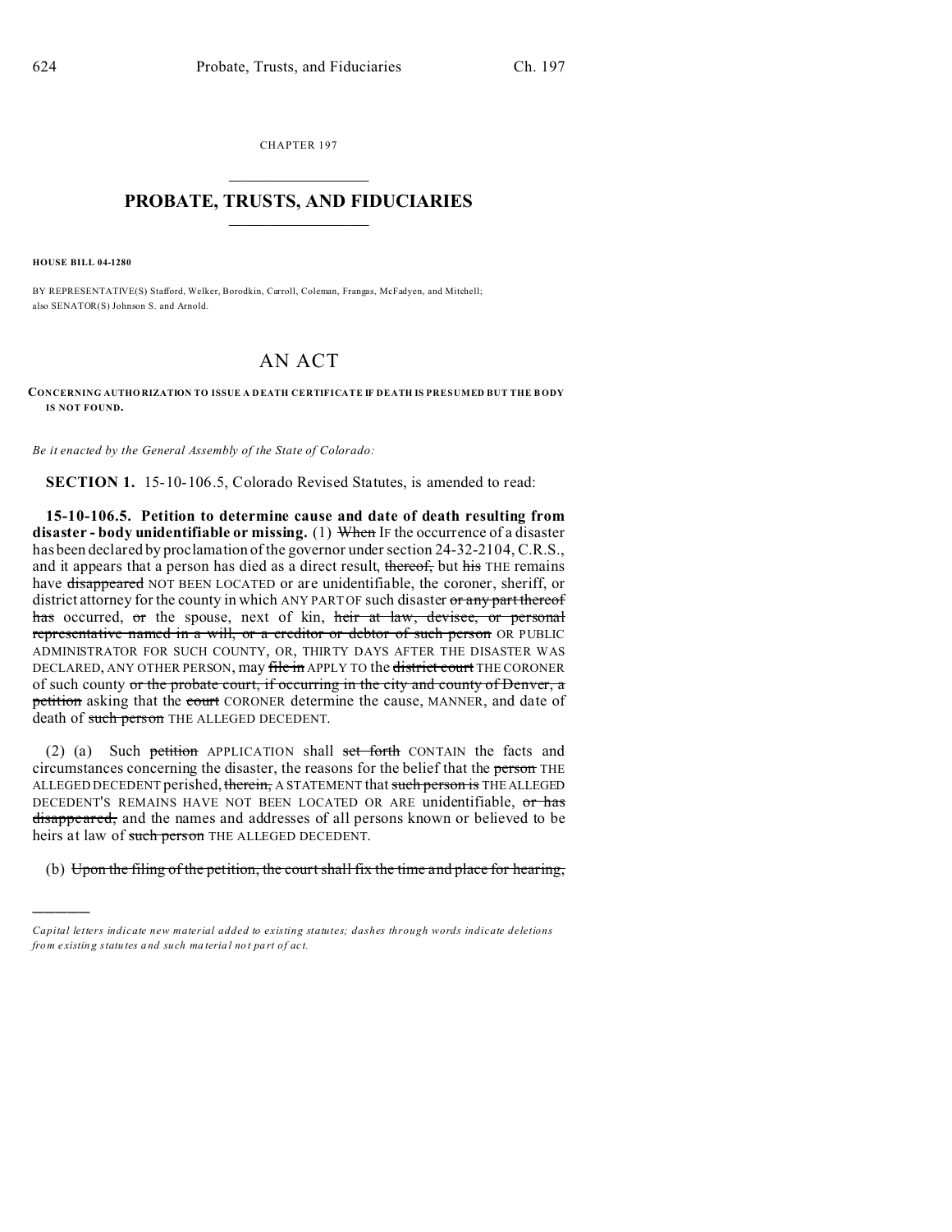CHAPTER 197

# PROBATE, TRUSTS, AND FIDUCIARIES

**HOUSE BILL 04-1280**

BY REPRESENTATIVE(S) Stafford, Welker, Borodkin, Carroll, Coleman, Frangas, McFadyen, and Mitchell; also SENATOR(S) Johnson S. and Arnold.

# AN ACT

**CONCERNING AUTHORIZATION TO ISSUE A DEATH CERTIFICATE IF DEATH IS PRESUMED BUT THE BODY IS NOT FOUND.**

*Be it enacted by the General Assembly of the State of Colorado:*

**SECTION 1.** 15-10-106.5, Colorado Revised Statutes, is amended to read:

**15-10-106.5. Petition to determine cause and date of death resulting from disaster - body unidentifiable or missing.** (1) ~~When~~ IF the occurrence of a disaster has been declared by proclamation of the governor under section 24-32-2104, C.R.S., and it appears that a person has died as a direct result, ~~thereof,~~ but ~~his~~ THE remains have ~~disappeared~~ NOT BEEN LOCATED or are unidentifiable, the coroner, sheriff, or district attorney for the county in which ANY PART OF such disaster ~~or any part thereof has~~ occurred, ~~or~~ the spouse, next of kin, ~~heir at law, devisee, or personal representative named in a will, or a creditor or debtor of such person~~ OR PUBLIC ADMINISTRATOR FOR SUCH COUNTY, OR, THIRTY DAYS AFTER THE DISASTER WAS DECLARED, ANY OTHER PERSON, may ~~file in~~ APPLY TO the ~~district court~~ THE CORONER of such county ~~or the probate court, if occurring in the city and county of Denver, a petition~~ asking that the ~~court~~ CORONER determine the cause, MANNER, and date of death of ~~such person~~ THE ALLEGED DECEDENT.

(2) (a) Such ~~petition~~ APPLICATION shall ~~set forth~~ CONTAIN the facts and circumstances concerning the disaster, the reasons for the belief that the ~~person~~ THE ALLEGED DECEDENT perished, ~~therein,~~ A STATEMENT that ~~such person is~~ THE ALLEGED DECEDENT'S REMAINS HAVE NOT BEEN LOCATED OR ARE unidentifiable, ~~or has disappeared,~~ and the names and addresses of all persons known or believed to be heirs at law of ~~such person~~ THE ALLEGED DECEDENT.

(b) ~~Upon the filing of the petition, the court shall fix the time and place for hearing,~~

---

*Capital letters indicate new material added to existing statutes; dashes through words indicate deletions from existing statutes and such material not part of act.*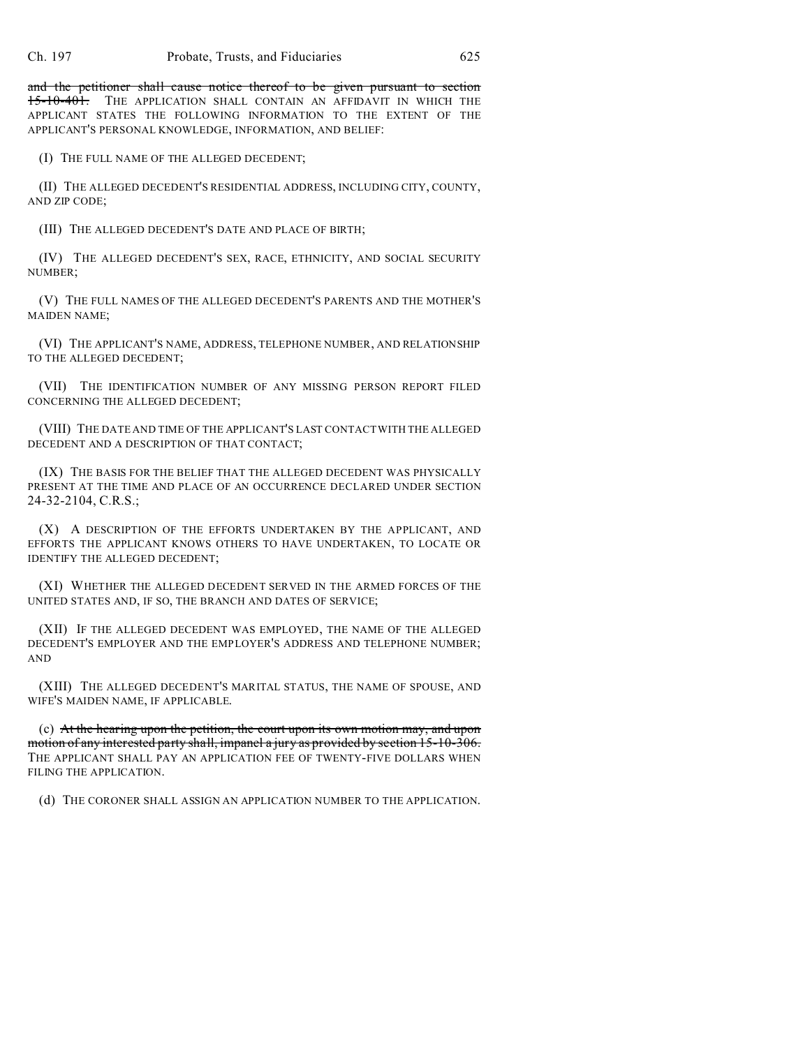~~and the petitioner shall cause notice thereof to be given pursuant to section 15-10-401.~~ THE APPLICATION SHALL CONTAIN AN AFFIDAVIT IN WHICH THE APPLICANT STATES THE FOLLOWING INFORMATION TO THE EXTENT OF THE APPLICANT'S PERSONAL KNOWLEDGE, INFORMATION, AND BELIEF:

(I) THE FULL NAME OF THE ALLEGED DECEDENT;

(II) THE ALLEGED DECEDENT'S RESIDENTIAL ADDRESS, INCLUDING CITY, COUNTY, AND ZIP CODE;

(III) THE ALLEGED DECEDENT'S DATE AND PLACE OF BIRTH;

(IV) THE ALLEGED DECEDENT'S SEX, RACE, ETHNICITY, AND SOCIAL SECURITY NUMBER;

(V) THE FULL NAMES OF THE ALLEGED DECEDENT'S PARENTS AND THE MOTHER'S MAIDEN NAME;

(VI) THE APPLICANT'S NAME, ADDRESS, TELEPHONE NUMBER, AND RELATIONSHIP TO THE ALLEGED DECEDENT;

(VII) THE IDENTIFICATION NUMBER OF ANY MISSING PERSON REPORT FILED CONCERNING THE ALLEGED DECEDENT;

(VIII) THE DATE AND TIME OF THE APPLICANT'S LAST CONTACT WITH THE ALLEGED DECEDENT AND A DESCRIPTION OF THAT CONTACT;

(IX) THE BASIS FOR THE BELIEF THAT THE ALLEGED DECEDENT WAS PHYSICALLY PRESENT AT THE TIME AND PLACE OF AN OCCURRENCE DECLARED UNDER SECTION 24-32-2104, C.R.S.;

(X) A DESCRIPTION OF THE EFFORTS UNDERTAKEN BY THE APPLICANT, AND EFFORTS THE APPLICANT KNOWS OTHERS TO HAVE UNDERTAKEN, TO LOCATE OR IDENTIFY THE ALLEGED DECEDENT;

(XI) WHETHER THE ALLEGED DECEDENT SERVED IN THE ARMED FORCES OF THE UNITED STATES AND, IF SO, THE BRANCH AND DATES OF SERVICE;

(XII) IF THE ALLEGED DECEDENT WAS EMPLOYED, THE NAME OF THE ALLEGED DECEDENT'S EMPLOYER AND THE EMPLOYER'S ADDRESS AND TELEPHONE NUMBER; AND

(XIII) THE ALLEGED DECEDENT'S MARITAL STATUS, THE NAME OF SPOUSE, AND WIFE'S MAIDEN NAME, IF APPLICABLE.

(c) ~~At the hearing upon the petition, the court upon its own motion may, and upon motion of any interested party shall, impanel a jury as provided by section 15-10-306.~~ THE APPLICANT SHALL PAY AN APPLICATION FEE OF TWENTY-FIVE DOLLARS WHEN FILING THE APPLICATION.

(d) THE CORONER SHALL ASSIGN AN APPLICATION NUMBER TO THE APPLICATION.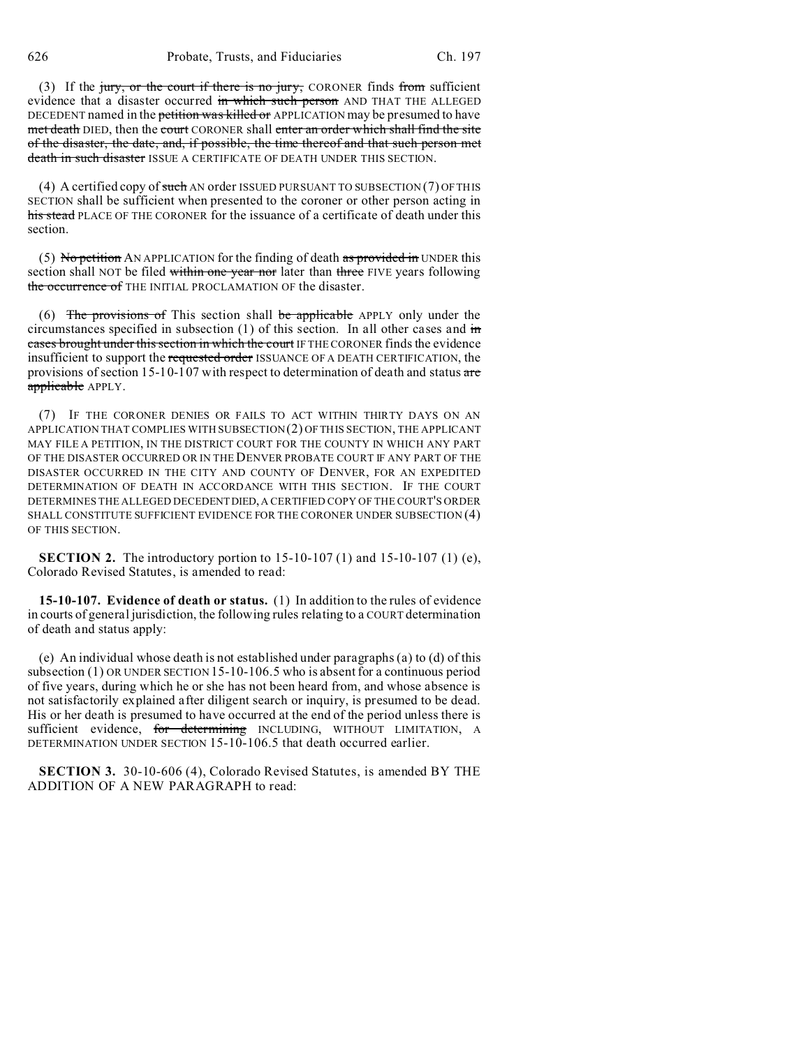(3) If the ~~jury, or the court if there is no jury,~~ CORONER finds ~~from~~ sufficient evidence that a disaster occurred ~~in which such person~~ AND THAT THE ALLEGED DECEDENT named in the ~~petition was killed or~~ APPLICATION may be presumed to have ~~met death~~ DIED, then the ~~court~~ CORONER shall ~~enter an order which shall find the site of the disaster, the date, and, if possible, the time thereof and that such person met death in such disaster~~ ISSUE A CERTIFICATE OF DEATH UNDER THIS SECTION.

(4) A certified copy of ~~such~~ AN order ISSUED PURSUANT TO SUBSECTION (7) OF THIS SECTION shall be sufficient when presented to the coroner or other person acting in ~~his stead~~ PLACE OF THE CORONER for the issuance of a certificate of death under this section.

(5) ~~No petition~~ AN APPLICATION for the finding of death ~~as provided in~~ UNDER this section shall NOT be filed ~~within one year nor~~ later than ~~three~~ FIVE years following ~~the occurrence of~~ THE INITIAL PROCLAMATION OF the disaster.

(6) ~~The provisions of~~ This section shall ~~be applicable~~ APPLY only under the circumstances specified in subsection (1) of this section. In all other cases and ~~in cases brought under this section in which the court~~ IF THE CORONER finds the evidence insufficient to support the ~~requested order~~ ISSUANCE OF A DEATH CERTIFICATION, the provisions of section 15-10-107 with respect to determination of death and status ~~are applicable~~ APPLY.

(7) IF THE CORONER DENIES OR FAILS TO ACT WITHIN THIRTY DAYS ON AN APPLICATION THAT COMPLIES WITH SUBSECTION (2) OF THIS SECTION, THE APPLICANT MAY FILE A PETITION, IN THE DISTRICT COURT FOR THE COUNTY IN WHICH ANY PART OF THE DISASTER OCCURRED OR IN THE DENVER PROBATE COURT IF ANY PART OF THE DISASTER OCCURRED IN THE CITY AND COUNTY OF DENVER, FOR AN EXPEDITED DETERMINATION OF DEATH IN ACCORDANCE WITH THIS SECTION. IF THE COURT DETERMINES THE ALLEGED DECEDENT DIED, A CERTIFIED COPY OF THE COURT'S ORDER SHALL CONSTITUTE SUFFICIENT EVIDENCE FOR THE CORONER UNDER SUBSECTION (4) OF THIS SECTION.

**SECTION 2.** The introductory portion to 15-10-107 (1) and 15-10-107 (1) (e), Colorado Revised Statutes, is amended to read:

**15-10-107. Evidence of death or status.** (1) In addition to the rules of evidence in courts of general jurisdiction, the following rules relating to a COURT determination of death and status apply:

(e) An individual whose death is not established under paragraphs (a) to (d) of this subsection (1) OR UNDER SECTION 15-10-106.5 who is absent for a continuous period of five years, during which he or she has not been heard from, and whose absence is not satisfactorily explained after diligent search or inquiry, is presumed to be dead. His or her death is presumed to have occurred at the end of the period unless there is sufficient evidence, ~~for determining~~ INCLUDING, WITHOUT LIMITATION, A DETERMINATION UNDER SECTION 15-10-106.5 that death occurred earlier.

**SECTION 3.** 30-10-606 (4), Colorado Revised Statutes, is amended BY THE ADDITION OF A NEW PARAGRAPH to read: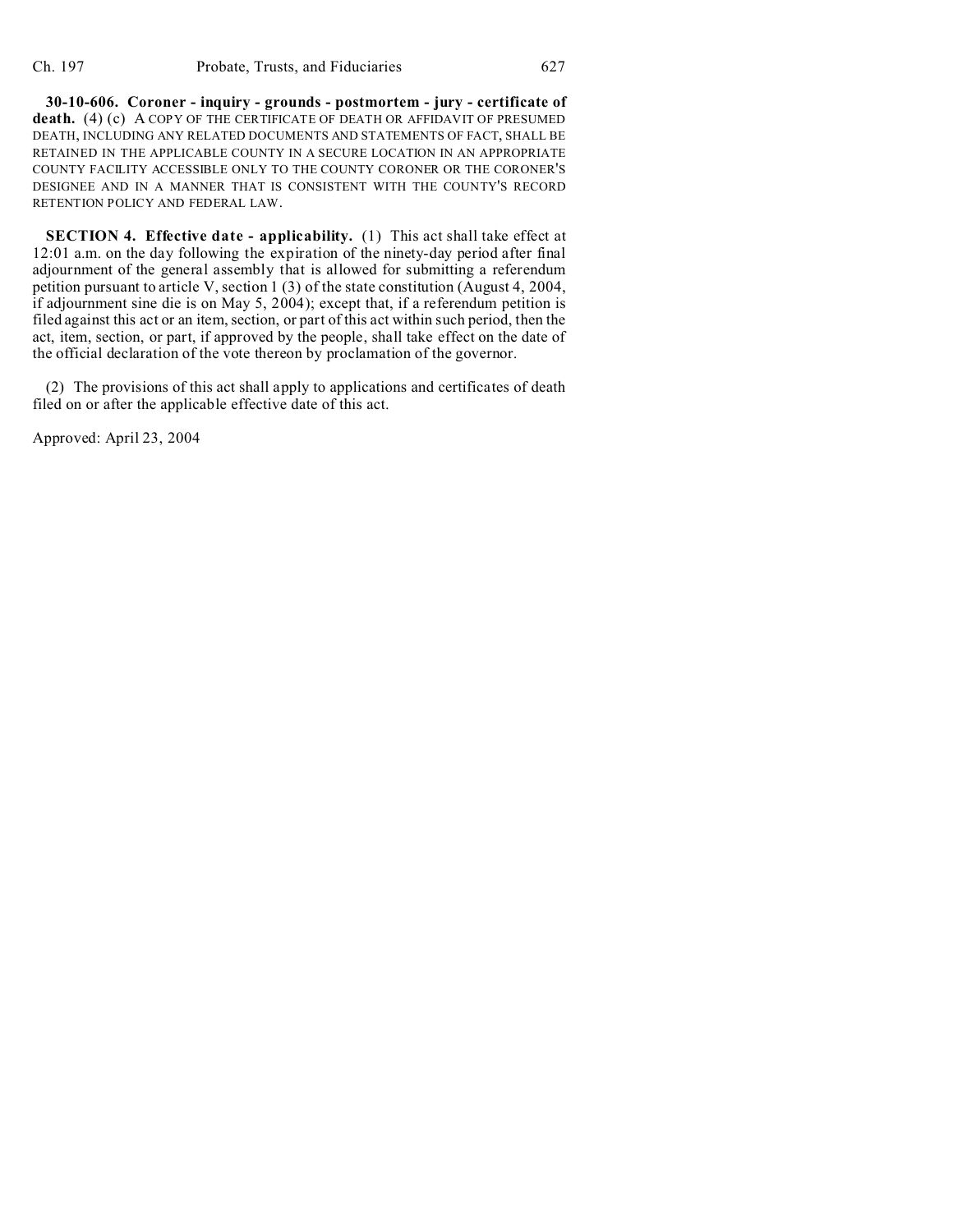**30-10-606. Coroner - inquiry - grounds - postmortem - jury - certificate of death.** (4) (c) A COPY OF THE CERTIFICATE OF DEATH OR AFFIDAVIT OF PRESUMED DEATH, INCLUDING ANY RELATED DOCUMENTS AND STATEMENTS OF FACT, SHALL BE RETAINED IN THE APPLICABLE COUNTY IN A SECURE LOCATION IN AN APPROPRIATE COUNTY FACILITY ACCESSIBLE ONLY TO THE COUNTY CORONER OR THE CORONER'S DESIGNEE AND IN A MANNER THAT IS CONSISTENT WITH THE COUNTY'S RECORD RETENTION POLICY AND FEDERAL LAW.

**SECTION 4. Effective date - applicability.** (1) This act shall take effect at 12:01 a.m. on the day following the expiration of the ninety-day period after final adjournment of the general assembly that is allowed for submitting a referendum petition pursuant to article V, section 1 (3) of the state constitution (August 4, 2004, if adjournment sine die is on May 5, 2004); except that, if a referendum petition is filed against this act or an item, section, or part of this act within such period, then the act, item, section, or part, if approved by the people, shall take effect on the date of the official declaration of the vote thereon by proclamation of the governor.

(2) The provisions of this act shall apply to applications and certificates of death filed on or after the applicable effective date of this act.

Approved: April 23, 2004